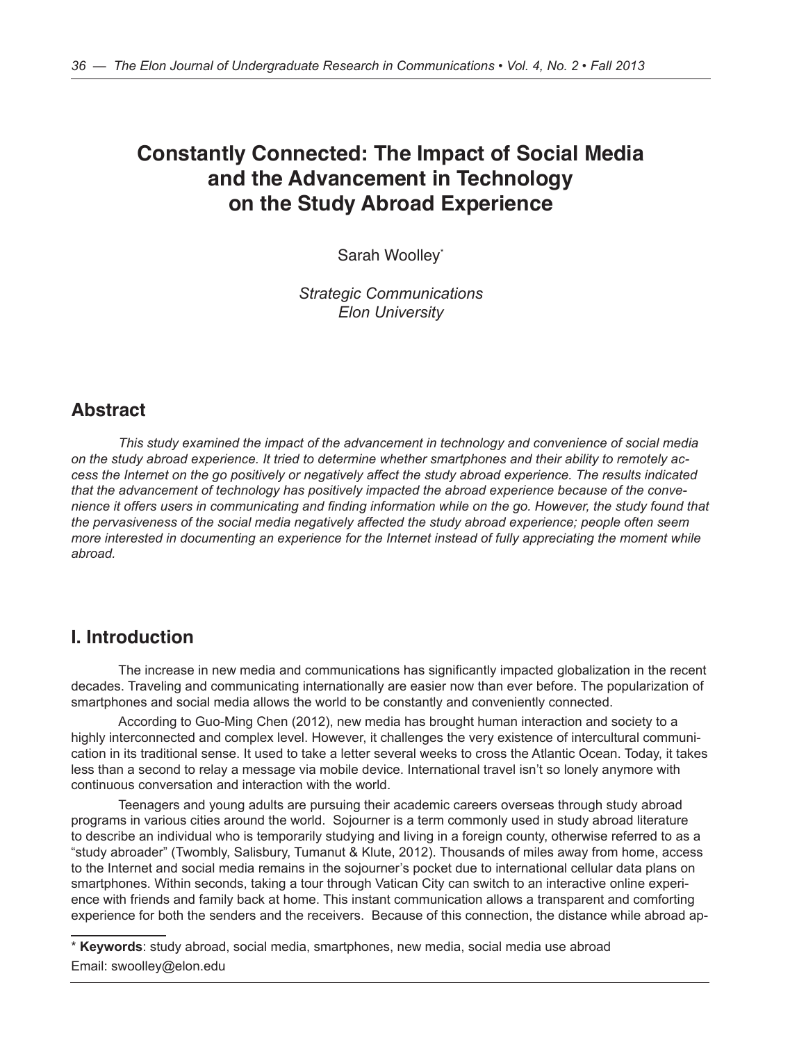# Constantly Connected: The Impact of Social Media and the Advancement in Technology on the Study Abroad Experience

Sarah Woolley*

*Strategic Communications*
*Elon University*

## Abstract

*This study examined the impact of the advancement in technology and convenience of social media on the study abroad experience. It tried to determine whether smartphones and their ability to remotely access the Internet on the go positively or negatively affect the study abroad experience. The results indicated that the advancement of technology has positively impacted the abroad experience because of the convenience it offers users in communicating and finding information while on the go. However, the study found that the pervasiveness of the social media negatively affected the study abroad experience; people often seem more interested in documenting an experience for the Internet instead of fully appreciating the moment while abroad.*

## I. Introduction

The increase in new media and communications has significantly impacted globalization in the recent decades. Traveling and communicating internationally are easier now than ever before. The popularization of smartphones and social media allows the world to be constantly and conveniently connected.

According to Guo-Ming Chen (2012), new media has brought human interaction and society to a highly interconnected and complex level. However, it challenges the very existence of intercultural communication in its traditional sense. It used to take a letter several weeks to cross the Atlantic Ocean. Today, it takes less than a second to relay a message via mobile device. International travel isn't so lonely anymore with continuous conversation and interaction with the world.

Teenagers and young adults are pursuing their academic careers overseas through study abroad programs in various cities around the world. Sojourner is a term commonly used in study abroad literature to describe an individual who is temporarily studying and living in a foreign county, otherwise referred to as a "study abroader" (Twombly, Salisbury, Tumanut & Klute, 2012). Thousands of miles away from home, access to the Internet and social media remains in the sojourner's pocket due to international cellular data plans on smartphones. Within seconds, taking a tour through Vatican City can switch to an interactive online experience with friends and family back at home. This instant communication allows a transparent and comforting experience for both the senders and the receivers. Because of this connection, the distance while abroad ap-

---

\* **Keywords**: study abroad, social media, smartphones, new media, social media use abroad
Email: swoolley@elon.edu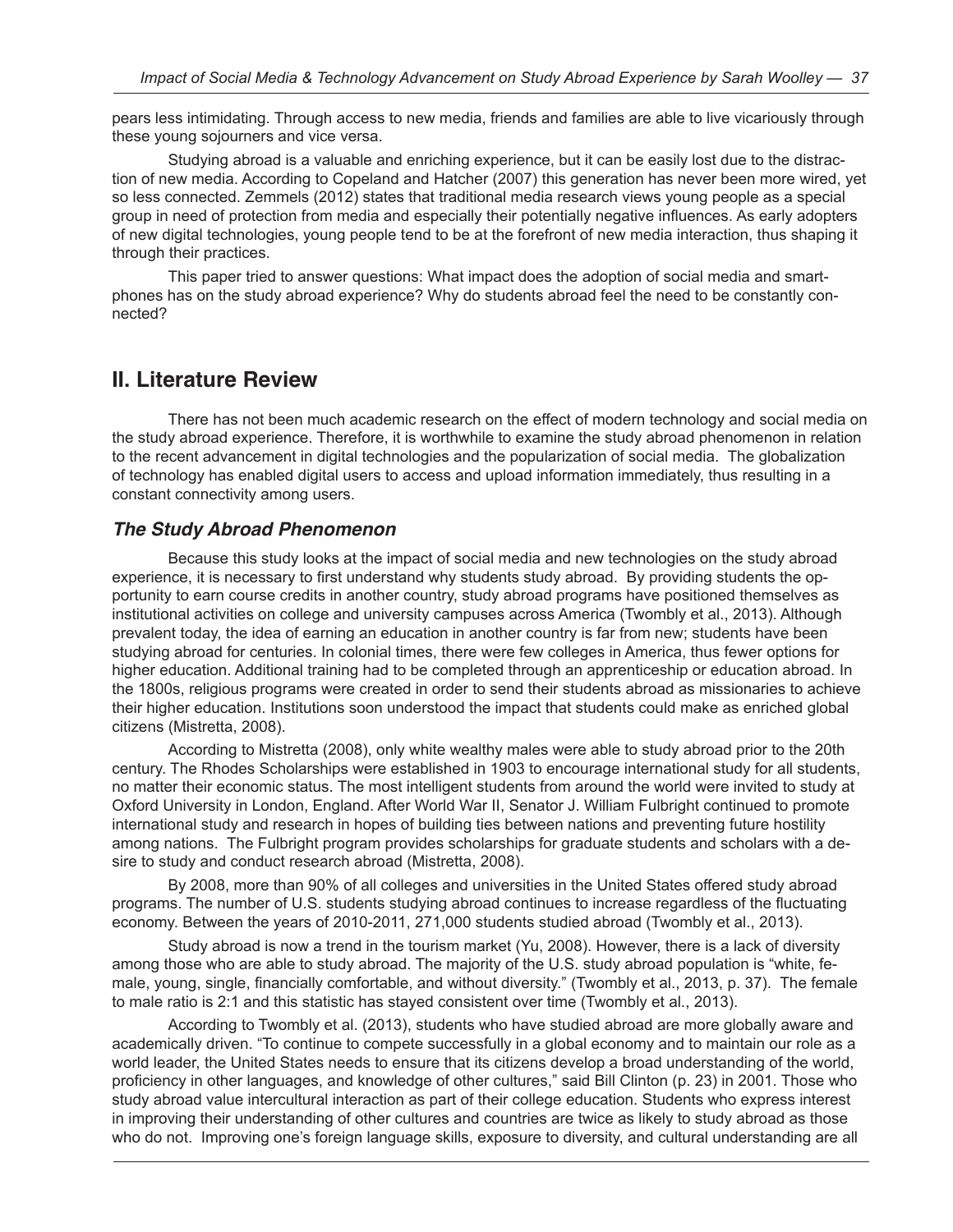pears less intimidating. Through access to new media, friends and families are able to live vicariously through these young sojourners and vice versa.

Studying abroad is a valuable and enriching experience, but it can be easily lost due to the distraction of new media. According to Copeland and Hatcher (2007) this generation has never been more wired, yet so less connected. Zemmels (2012) states that traditional media research views young people as a special group in need of protection from media and especially their potentially negative influences. As early adopters of new digital technologies, young people tend to be at the forefront of new media interaction, thus shaping it through their practices.

This paper tried to answer questions: What impact does the adoption of social media and smartphones has on the study abroad experience? Why do students abroad feel the need to be constantly connected?

## II. Literature Review

There has not been much academic research on the effect of modern technology and social media on the study abroad experience. Therefore, it is worthwhile to examine the study abroad phenomenon in relation to the recent advancement in digital technologies and the popularization of social media. The globalization of technology has enabled digital users to access and upload information immediately, thus resulting in a constant connectivity among users.

### *The Study Abroad Phenomenon*

Because this study looks at the impact of social media and new technologies on the study abroad experience, it is necessary to first understand why students study abroad. By providing students the opportunity to earn course credits in another country, study abroad programs have positioned themselves as institutional activities on college and university campuses across America (Twombly et al., 2013). Although prevalent today, the idea of earning an education in another country is far from new; students have been studying abroad for centuries. In colonial times, there were few colleges in America, thus fewer options for higher education. Additional training had to be completed through an apprenticeship or education abroad. In the 1800s, religious programs were created in order to send their students abroad as missionaries to achieve their higher education. Institutions soon understood the impact that students could make as enriched global citizens (Mistretta, 2008).

According to Mistretta (2008), only white wealthy males were able to study abroad prior to the 20th century. The Rhodes Scholarships were established in 1903 to encourage international study for all students, no matter their economic status. The most intelligent students from around the world were invited to study at Oxford University in London, England. After World War II, Senator J. William Fulbright continued to promote international study and research in hopes of building ties between nations and preventing future hostility among nations. The Fulbright program provides scholarships for graduate students and scholars with a desire to study and conduct research abroad (Mistretta, 2008).

By 2008, more than 90% of all colleges and universities in the United States offered study abroad programs. The number of U.S. students studying abroad continues to increase regardless of the fluctuating economy. Between the years of 2010-2011, 271,000 students studied abroad (Twombly et al., 2013).

Study abroad is now a trend in the tourism market (Yu, 2008). However, there is a lack of diversity among those who are able to study abroad. The majority of the U.S. study abroad population is "white, female, young, single, financially comfortable, and without diversity." (Twombly et al., 2013, p. 37). The female to male ratio is 2:1 and this statistic has stayed consistent over time (Twombly et al., 2013).

According to Twombly et al. (2013), students who have studied abroad are more globally aware and academically driven. "To continue to compete successfully in a global economy and to maintain our role as a world leader, the United States needs to ensure that its citizens develop a broad understanding of the world, proficiency in other languages, and knowledge of other cultures," said Bill Clinton (p. 23) in 2001. Those who study abroad value intercultural interaction as part of their college education. Students who express interest in improving their understanding of other cultures and countries are twice as likely to study abroad as those who do not. Improving one's foreign language skills, exposure to diversity, and cultural understanding are all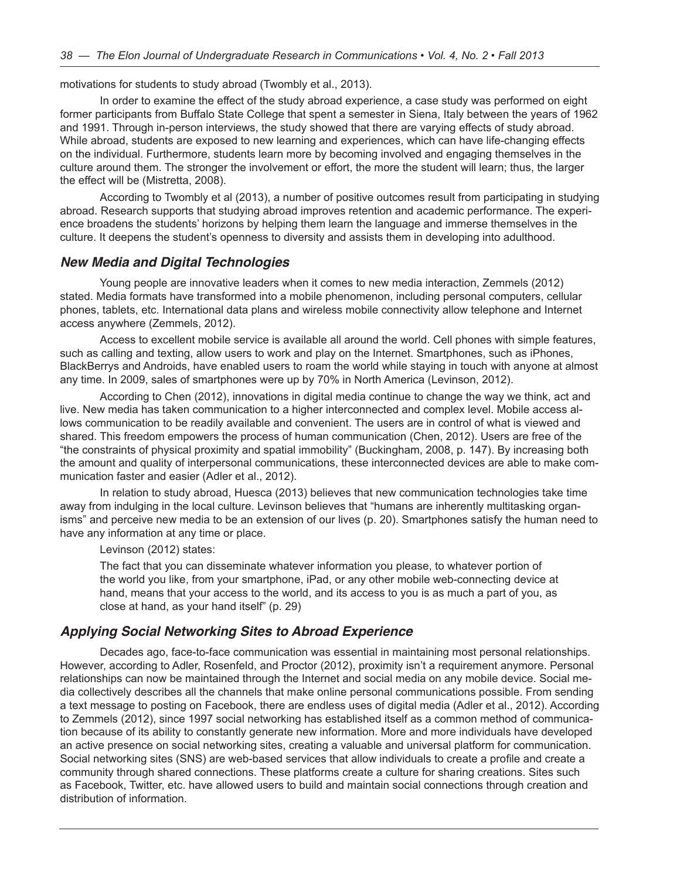motivations for students to study abroad (Twombly et al., 2013).

In order to examine the effect of the study abroad experience, a case study was performed on eight former participants from Buffalo State College that spent a semester in Siena, Italy between the years of 1962 and 1991. Through in-person interviews, the study showed that there are varying effects of study abroad. While abroad, students are exposed to new learning and experiences, which can have life-changing effects on the individual. Furthermore, students learn more by becoming involved and engaging themselves in the culture around them. The stronger the involvement or effort, the more the student will learn; thus, the larger the effect will be (Mistretta, 2008).

According to Twombly et al (2013), a number of positive outcomes result from participating in studying abroad. Research supports that studying abroad improves retention and academic performance. The experience broadens the students' horizons by helping them learn the language and immerse themselves in the culture. It deepens the student's openness to diversity and assists them in developing into adulthood.

### *New Media and Digital Technologies*

Young people are innovative leaders when it comes to new media interaction, Zemmels (2012) stated. Media formats have transformed into a mobile phenomenon, including personal computers, cellular phones, tablets, etc. International data plans and wireless mobile connectivity allow telephone and Internet access anywhere (Zemmels, 2012).

Access to excellent mobile service is available all around the world. Cell phones with simple features, such as calling and texting, allow users to work and play on the Internet. Smartphones, such as iPhones, BlackBerrys and Androids, have enabled users to roam the world while staying in touch with anyone at almost any time. In 2009, sales of smartphones were up by 70% in North America (Levinson, 2012).

According to Chen (2012), innovations in digital media continue to change the way we think, act and live. New media has taken communication to a higher interconnected and complex level. Mobile access allows communication to be readily available and convenient. The users are in control of what is viewed and shared. This freedom empowers the process of human communication (Chen, 2012). Users are free of the "the constraints of physical proximity and spatial immobility" (Buckingham, 2008, p. 147). By increasing both the amount and quality of interpersonal communications, these interconnected devices are able to make communication faster and easier (Adler et al., 2012).

In relation to study abroad, Huesca (2013) believes that new communication technologies take time away from indulging in the local culture. Levinson believes that "humans are inherently multitasking organisms" and perceive new media to be an extension of our lives (p. 20). Smartphones satisfy the human need to have any information at any time or place.

Levinson (2012) states:

> The fact that you can disseminate whatever information you please, to whatever portion of the world you like, from your smartphone, iPad, or any other mobile web-connecting device at hand, means that your access to the world, and its access to you is as much a part of you, as close at hand, as your hand itself" (p. 29)

### *Applying Social Networking Sites to Abroad Experience*

Decades ago, face-to-face communication was essential in maintaining most personal relationships. However, according to Adler, Rosenfeld, and Proctor (2012), proximity isn't a requirement anymore. Personal relationships can now be maintained through the Internet and social media on any mobile device. Social media collectively describes all the channels that make online personal communications possible. From sending a text message to posting on Facebook, there are endless uses of digital media (Adler et al., 2012). According to Zemmels (2012), since 1997 social networking has established itself as a common method of communication because of its ability to constantly generate new information. More and more individuals have developed an active presence on social networking sites, creating a valuable and universal platform for communication. Social networking sites (SNS) are web-based services that allow individuals to create a profile and create a community through shared connections. These platforms create a culture for sharing creations. Sites such as Facebook, Twitter, etc. have allowed users to build and maintain social connections through creation and distribution of information.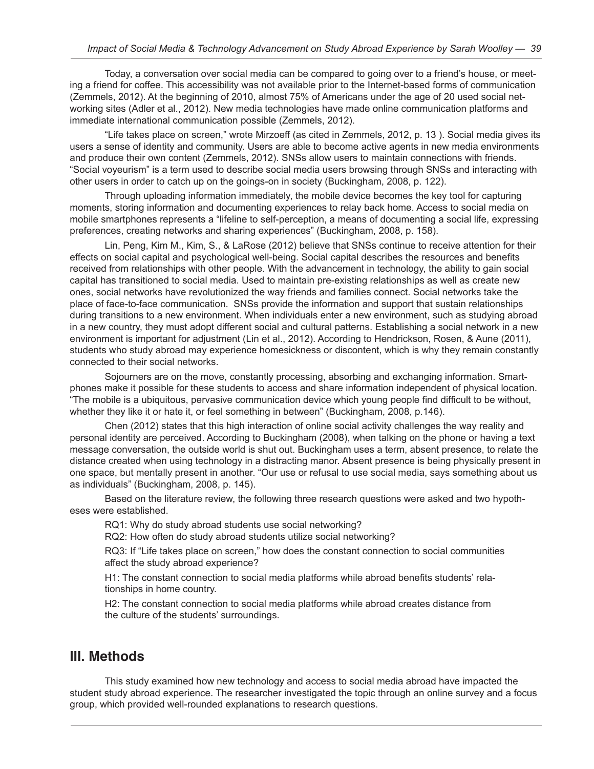Today, a conversation over social media can be compared to going over to a friend's house, or meeting a friend for coffee. This accessibility was not available prior to the Internet-based forms of communication (Zemmels, 2012). At the beginning of 2010, almost 75% of Americans under the age of 20 used social networking sites (Adler et al., 2012). New media technologies have made online communication platforms and immediate international communication possible (Zemmels, 2012).

"Life takes place on screen," wrote Mirzoeff (as cited in Zemmels, 2012, p. 13 ). Social media gives its users a sense of identity and community. Users are able to become active agents in new media environments and produce their own content (Zemmels, 2012). SNSs allow users to maintain connections with friends. "Social voyeurism" is a term used to describe social media users browsing through SNSs and interacting with other users in order to catch up on the goings-on in society (Buckingham, 2008, p. 122).

Through uploading information immediately, the mobile device becomes the key tool for capturing moments, storing information and documenting experiences to relay back home. Access to social media on mobile smartphones represents a "lifeline to self-perception, a means of documenting a social life, expressing preferences, creating networks and sharing experiences" (Buckingham, 2008, p. 158).

Lin, Peng, Kim M., Kim, S., & LaRose (2012) believe that SNSs continue to receive attention for their effects on social capital and psychological well-being. Social capital describes the resources and benefits received from relationships with other people. With the advancement in technology, the ability to gain social capital has transitioned to social media. Used to maintain pre-existing relationships as well as create new ones, social networks have revolutionized the way friends and families connect. Social networks take the place of face-to-face communication. SNSs provide the information and support that sustain relationships during transitions to a new environment. When individuals enter a new environment, such as studying abroad in a new country, they must adopt different social and cultural patterns. Establishing a social network in a new environment is important for adjustment (Lin et al., 2012). According to Hendrickson, Rosen, & Aune (2011), students who study abroad may experience homesickness or discontent, which is why they remain constantly connected to their social networks.

Sojourners are on the move, constantly processing, absorbing and exchanging information. Smartphones make it possible for these students to access and share information independent of physical location. "The mobile is a ubiquitous, pervasive communication device which young people find difficult to be without, whether they like it or hate it, or feel something in between" (Buckingham, 2008, p.146).

Chen (2012) states that this high interaction of online social activity challenges the way reality and personal identity are perceived. According to Buckingham (2008), when talking on the phone or having a text message conversation, the outside world is shut out. Buckingham uses a term, absent presence, to relate the distance created when using technology in a distracting manor. Absent presence is being physically present in one space, but mentally present in another. "Our use or refusal to use social media, says something about us as individuals" (Buckingham, 2008, p. 145).

Based on the literature review, the following three research questions were asked and two hypotheses were established.

RQ1: Why do study abroad students use social networking?

RQ2: How often do study abroad students utilize social networking?

RQ3: If "Life takes place on screen," how does the constant connection to social communities affect the study abroad experience?

H1: The constant connection to social media platforms while abroad benefits students' relationships in home country.

H2: The constant connection to social media platforms while abroad creates distance from the culture of the students' surroundings.

## III. Methods

This study examined how new technology and access to social media abroad have impacted the student study abroad experience. The researcher investigated the topic through an online survey and a focus group, which provided well-rounded explanations to research questions.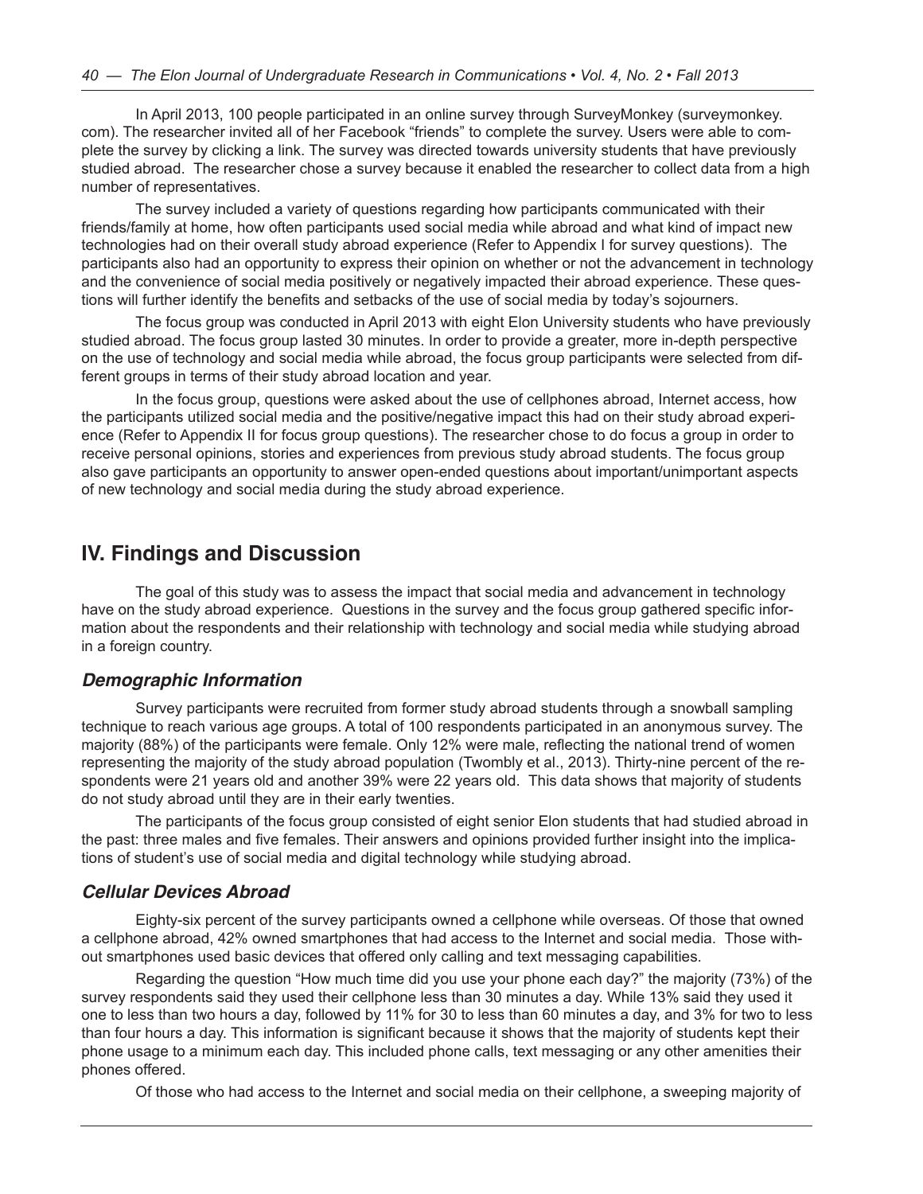In April 2013, 100 people participated in an online survey through SurveyMonkey (surveymonkey.com). The researcher invited all of her Facebook "friends" to complete the survey. Users were able to complete the survey by clicking a link. The survey was directed towards university students that have previously studied abroad. The researcher chose a survey because it enabled the researcher to collect data from a high number of representatives.

The survey included a variety of questions regarding how participants communicated with their friends/family at home, how often participants used social media while abroad and what kind of impact new technologies had on their overall study abroad experience (Refer to Appendix I for survey questions). The participants also had an opportunity to express their opinion on whether or not the advancement in technology and the convenience of social media positively or negatively impacted their abroad experience. These questions will further identify the benefits and setbacks of the use of social media by today's sojourners.

The focus group was conducted in April 2013 with eight Elon University students who have previously studied abroad. The focus group lasted 30 minutes. In order to provide a greater, more in-depth perspective on the use of technology and social media while abroad, the focus group participants were selected from different groups in terms of their study abroad location and year.

In the focus group, questions were asked about the use of cellphones abroad, Internet access, how the participants utilized social media and the positive/negative impact this had on their study abroad experience (Refer to Appendix II for focus group questions). The researcher chose to do focus a group in order to receive personal opinions, stories and experiences from previous study abroad students. The focus group also gave participants an opportunity to answer open-ended questions about important/unimportant aspects of new technology and social media during the study abroad experience.

## IV. Findings and Discussion

The goal of this study was to assess the impact that social media and advancement in technology have on the study abroad experience. Questions in the survey and the focus group gathered specific information about the respondents and their relationship with technology and social media while studying abroad in a foreign country.

### *Demographic Information*

Survey participants were recruited from former study abroad students through a snowball sampling technique to reach various age groups. A total of 100 respondents participated in an anonymous survey. The majority (88%) of the participants were female. Only 12% were male, reflecting the national trend of women representing the majority of the study abroad population (Twombly et al., 2013). Thirty-nine percent of the respondents were 21 years old and another 39% were 22 years old. This data shows that majority of students do not study abroad until they are in their early twenties.

The participants of the focus group consisted of eight senior Elon students that had studied abroad in the past: three males and five females. Their answers and opinions provided further insight into the implications of student's use of social media and digital technology while studying abroad.

### *Cellular Devices Abroad*

Eighty-six percent of the survey participants owned a cellphone while overseas. Of those that owned a cellphone abroad, 42% owned smartphones that had access to the Internet and social media. Those without smartphones used basic devices that offered only calling and text messaging capabilities.

Regarding the question "How much time did you use your phone each day?" the majority (73%) of the survey respondents said they used their cellphone less than 30 minutes a day. While 13% said they used it one to less than two hours a day, followed by 11% for 30 to less than 60 minutes a day, and 3% for two to less than four hours a day. This information is significant because it shows that the majority of students kept their phone usage to a minimum each day. This included phone calls, text messaging or any other amenities their phones offered.

Of those who had access to the Internet and social media on their cellphone, a sweeping majority of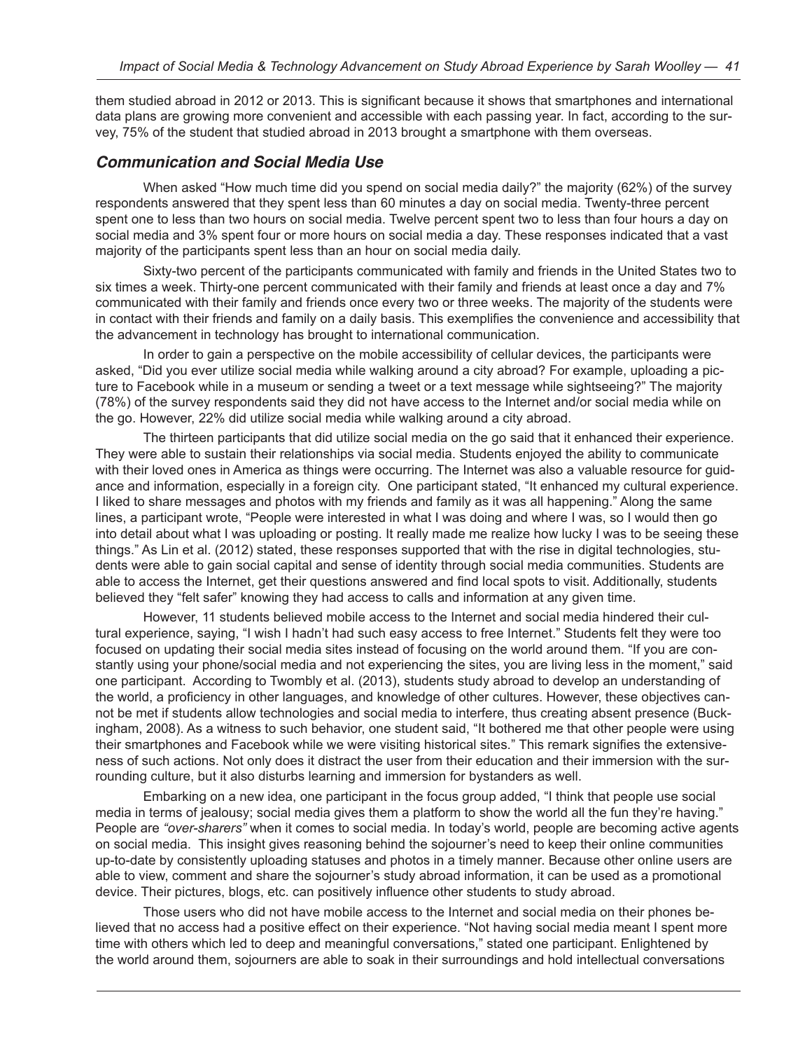them studied abroad in 2012 or 2013. This is significant because it shows that smartphones and international data plans are growing more convenient and accessible with each passing year. In fact, according to the survey, 75% of the student that studied abroad in 2013 brought a smartphone with them overseas.

### *Communication and Social Media Use*

When asked "How much time did you spend on social media daily?" the majority (62%) of the survey respondents answered that they spent less than 60 minutes a day on social media. Twenty-three percent spent one to less than two hours on social media. Twelve percent spent two to less than four hours a day on social media and 3% spent four or more hours on social media a day. These responses indicated that a vast majority of the participants spent less than an hour on social media daily.

Sixty-two percent of the participants communicated with family and friends in the United States two to six times a week. Thirty-one percent communicated with their family and friends at least once a day and 7% communicated with their family and friends once every two or three weeks. The majority of the students were in contact with their friends and family on a daily basis. This exemplifies the convenience and accessibility that the advancement in technology has brought to international communication.

In order to gain a perspective on the mobile accessibility of cellular devices, the participants were asked, "Did you ever utilize social media while walking around a city abroad? For example, uploading a picture to Facebook while in a museum or sending a tweet or a text message while sightseeing?" The majority (78%) of the survey respondents said they did not have access to the Internet and/or social media while on the go. However, 22% did utilize social media while walking around a city abroad.

The thirteen participants that did utilize social media on the go said that it enhanced their experience. They were able to sustain their relationships via social media. Students enjoyed the ability to communicate with their loved ones in America as things were occurring. The Internet was also a valuable resource for guidance and information, especially in a foreign city. One participant stated, "It enhanced my cultural experience. I liked to share messages and photos with my friends and family as it was all happening." Along the same lines, a participant wrote, "People were interested in what I was doing and where I was, so I would then go into detail about what I was uploading or posting. It really made me realize how lucky I was to be seeing these things." As Lin et al. (2012) stated, these responses supported that with the rise in digital technologies, students were able to gain social capital and sense of identity through social media communities. Students are able to access the Internet, get their questions answered and find local spots to visit. Additionally, students believed they "felt safer" knowing they had access to calls and information at any given time.

However, 11 students believed mobile access to the Internet and social media hindered their cultural experience, saying, "I wish I hadn't had such easy access to free Internet." Students felt they were too focused on updating their social media sites instead of focusing on the world around them. "If you are constantly using your phone/social media and not experiencing the sites, you are living less in the moment," said one participant. According to Twombly et al. (2013), students study abroad to develop an understanding of the world, a proficiency in other languages, and knowledge of other cultures. However, these objectives cannot be met if students allow technologies and social media to interfere, thus creating absent presence (Buckingham, 2008). As a witness to such behavior, one student said, "It bothered me that other people were using their smartphones and Facebook while we were visiting historical sites." This remark signifies the extensiveness of such actions. Not only does it distract the user from their education and their immersion with the surrounding culture, but it also disturbs learning and immersion for bystanders as well.

Embarking on a new idea, one participant in the focus group added, "I think that people use social media in terms of jealousy; social media gives them a platform to show the world all the fun they're having." People are *"over-sharers"* when it comes to social media. In today's world, people are becoming active agents on social media. This insight gives reasoning behind the sojourner's need to keep their online communities up-to-date by consistently uploading statuses and photos in a timely manner. Because other online users are able to view, comment and share the sojourner's study abroad information, it can be used as a promotional device. Their pictures, blogs, etc. can positively influence other students to study abroad.

Those users who did not have mobile access to the Internet and social media on their phones believed that no access had a positive effect on their experience. "Not having social media meant I spent more time with others which led to deep and meaningful conversations," stated one participant. Enlightened by the world around them, sojourners are able to soak in their surroundings and hold intellectual conversations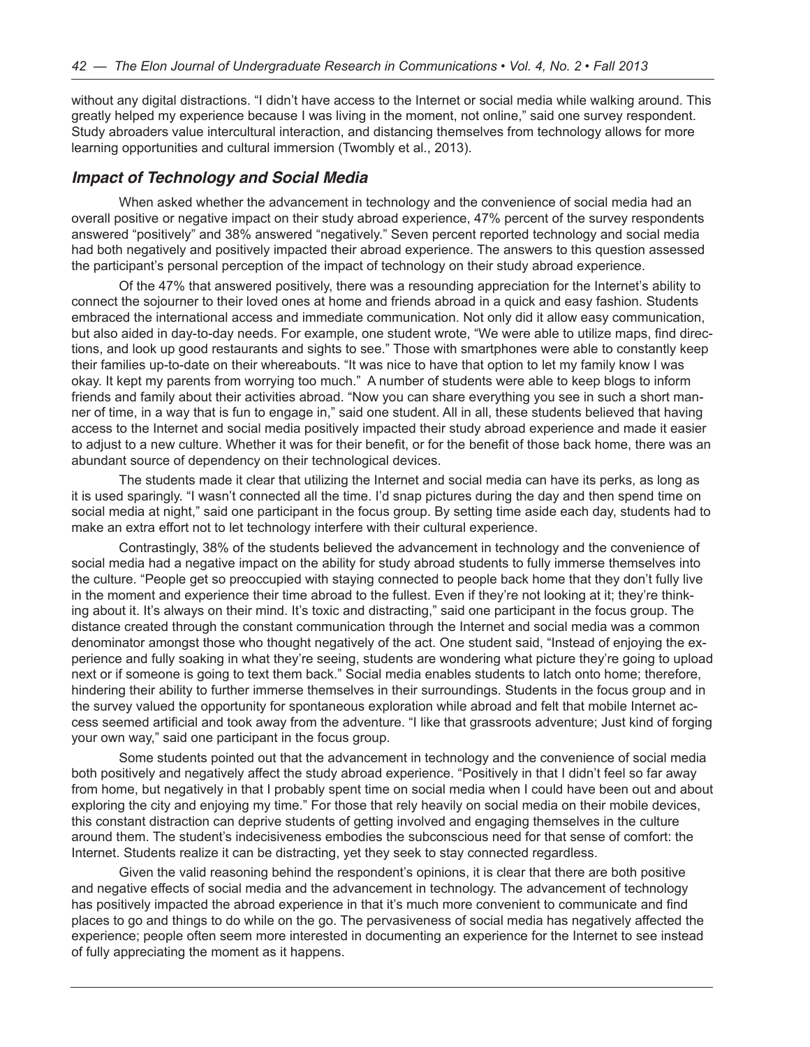without any digital distractions. "I didn't have access to the Internet or social media while walking around. This greatly helped my experience because I was living in the moment, not online," said one survey respondent. Study abroaders value intercultural interaction, and distancing themselves from technology allows for more learning opportunities and cultural immersion (Twombly et al., 2013).

### *Impact of Technology and Social Media*

When asked whether the advancement in technology and the convenience of social media had an overall positive or negative impact on their study abroad experience, 47% percent of the survey respondents answered "positively" and 38% answered "negatively." Seven percent reported technology and social media had both negatively and positively impacted their abroad experience. The answers to this question assessed the participant's personal perception of the impact of technology on their study abroad experience.

Of the 47% that answered positively, there was a resounding appreciation for the Internet's ability to connect the sojourner to their loved ones at home and friends abroad in a quick and easy fashion. Students embraced the international access and immediate communication. Not only did it allow easy communication, but also aided in day-to-day needs. For example, one student wrote, "We were able to utilize maps, find directions, and look up good restaurants and sights to see." Those with smartphones were able to constantly keep their families up-to-date on their whereabouts. "It was nice to have that option to let my family know I was okay. It kept my parents from worrying too much." A number of students were able to keep blogs to inform friends and family about their activities abroad. "Now you can share everything you see in such a short manner of time, in a way that is fun to engage in," said one student. All in all, these students believed that having access to the Internet and social media positively impacted their study abroad experience and made it easier to adjust to a new culture. Whether it was for their benefit, or for the benefit of those back home, there was an abundant source of dependency on their technological devices.

The students made it clear that utilizing the Internet and social media can have its perks, as long as it is used sparingly. "I wasn't connected all the time. I'd snap pictures during the day and then spend time on social media at night," said one participant in the focus group. By setting time aside each day, students had to make an extra effort not to let technology interfere with their cultural experience.

Contrastingly, 38% of the students believed the advancement in technology and the convenience of social media had a negative impact on the ability for study abroad students to fully immerse themselves into the culture. "People get so preoccupied with staying connected to people back home that they don't fully live in the moment and experience their time abroad to the fullest. Even if they're not looking at it; they're thinking about it. It's always on their mind. It's toxic and distracting," said one participant in the focus group. The distance created through the constant communication through the Internet and social media was a common denominator amongst those who thought negatively of the act. One student said, "Instead of enjoying the experience and fully soaking in what they're seeing, students are wondering what picture they're going to upload next or if someone is going to text them back." Social media enables students to latch onto home; therefore, hindering their ability to further immerse themselves in their surroundings. Students in the focus group and in the survey valued the opportunity for spontaneous exploration while abroad and felt that mobile Internet access seemed artificial and took away from the adventure. "I like that grassroots adventure; Just kind of forging your own way," said one participant in the focus group.

Some students pointed out that the advancement in technology and the convenience of social media both positively and negatively affect the study abroad experience. "Positively in that I didn't feel so far away from home, but negatively in that I probably spent time on social media when I could have been out and about exploring the city and enjoying my time." For those that rely heavily on social media on their mobile devices, this constant distraction can deprive students of getting involved and engaging themselves in the culture around them. The student's indecisiveness embodies the subconscious need for that sense of comfort: the Internet. Students realize it can be distracting, yet they seek to stay connected regardless.

Given the valid reasoning behind the respondent's opinions, it is clear that there are both positive and negative effects of social media and the advancement in technology. The advancement of technology has positively impacted the abroad experience in that it's much more convenient to communicate and find places to go and things to do while on the go. The pervasiveness of social media has negatively affected the experience; people often seem more interested in documenting an experience for the Internet to see instead of fully appreciating the moment as it happens.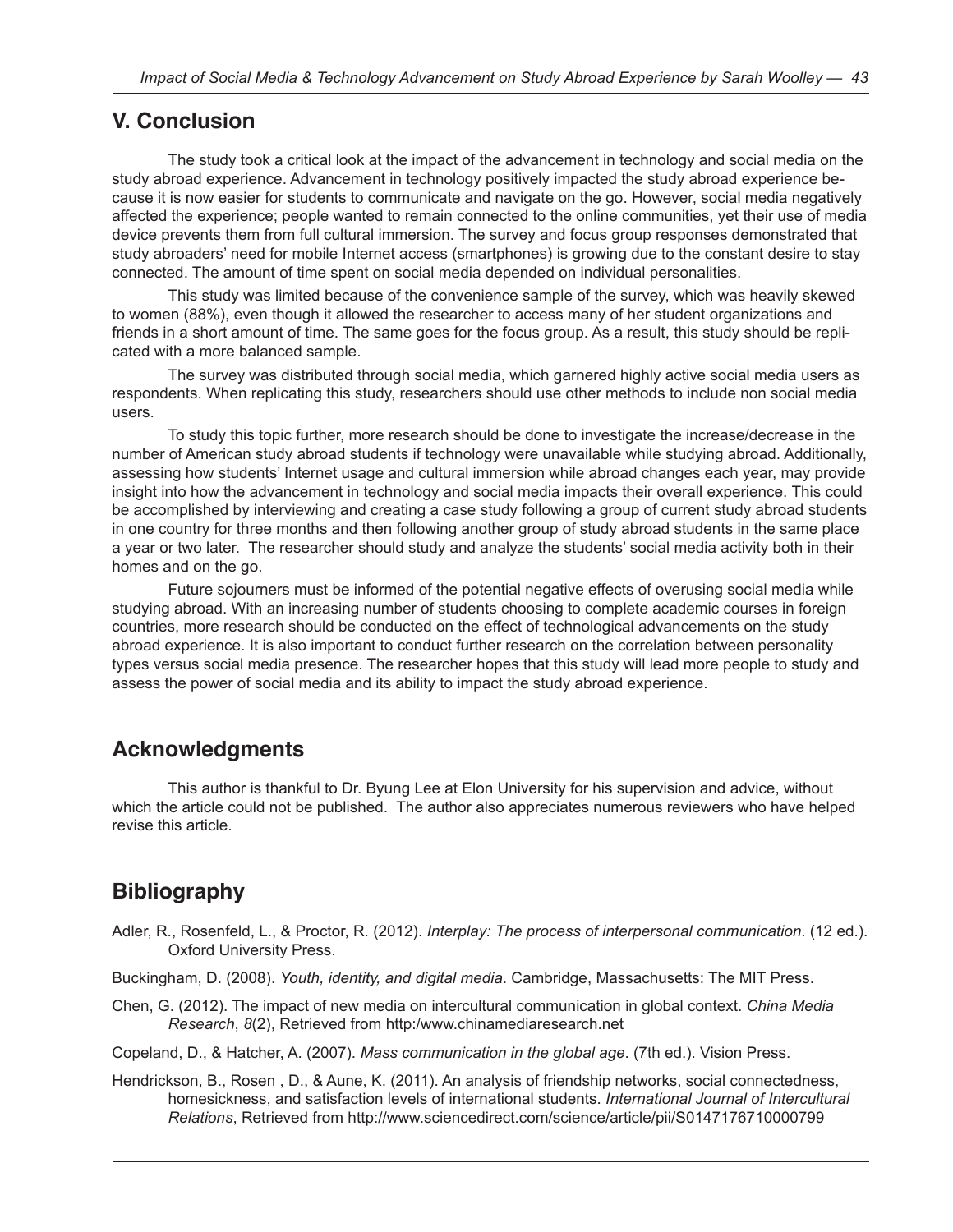## V. Conclusion

The study took a critical look at the impact of the advancement in technology and social media on the study abroad experience. Advancement in technology positively impacted the study abroad experience because it is now easier for students to communicate and navigate on the go. However, social media negatively affected the experience; people wanted to remain connected to the online communities, yet their use of media device prevents them from full cultural immersion. The survey and focus group responses demonstrated that study abroaders' need for mobile Internet access (smartphones) is growing due to the constant desire to stay connected. The amount of time spent on social media depended on individual personalities.

This study was limited because of the convenience sample of the survey, which was heavily skewed to women (88%), even though it allowed the researcher to access many of her student organizations and friends in a short amount of time. The same goes for the focus group. As a result, this study should be replicated with a more balanced sample.

The survey was distributed through social media, which garnered highly active social media users as respondents. When replicating this study, researchers should use other methods to include non social media users.

To study this topic further, more research should be done to investigate the increase/decrease in the number of American study abroad students if technology were unavailable while studying abroad. Additionally, assessing how students' Internet usage and cultural immersion while abroad changes each year, may provide insight into how the advancement in technology and social media impacts their overall experience. This could be accomplished by interviewing and creating a case study following a group of current study abroad students in one country for three months and then following another group of study abroad students in the same place a year or two later. The researcher should study and analyze the students' social media activity both in their homes and on the go.

Future sojourners must be informed of the potential negative effects of overusing social media while studying abroad. With an increasing number of students choosing to complete academic courses in foreign countries, more research should be conducted on the effect of technological advancements on the study abroad experience. It is also important to conduct further research on the correlation between personality types versus social media presence. The researcher hopes that this study will lead more people to study and assess the power of social media and its ability to impact the study abroad experience.

## Acknowledgments

This author is thankful to Dr. Byung Lee at Elon University for his supervision and advice, without which the article could not be published. The author also appreciates numerous reviewers who have helped revise this article.

## Bibliography

Adler, R., Rosenfeld, L., & Proctor, R. (2012). *Interplay: The process of interpersonal communication*. (12 ed.). Oxford University Press.

Buckingham, D. (2008). *Youth, identity, and digital media*. Cambridge, Massachusetts: The MIT Press.

Chen, G. (2012). The impact of new media on intercultural communication in global context. *China Media Research*, *8*(2), Retrieved from http:/www.chinamediaresearch.net

Copeland, D., & Hatcher, A. (2007). *Mass communication in the global age*. (7th ed.). Vision Press.

Hendrickson, B., Rosen , D., & Aune, K. (2011). An analysis of friendship networks, social connectedness, homesickness, and satisfaction levels of international students. *International Journal of Intercultural Relations*, Retrieved from http://www.sciencedirect.com/science/article/pii/S0147176710000799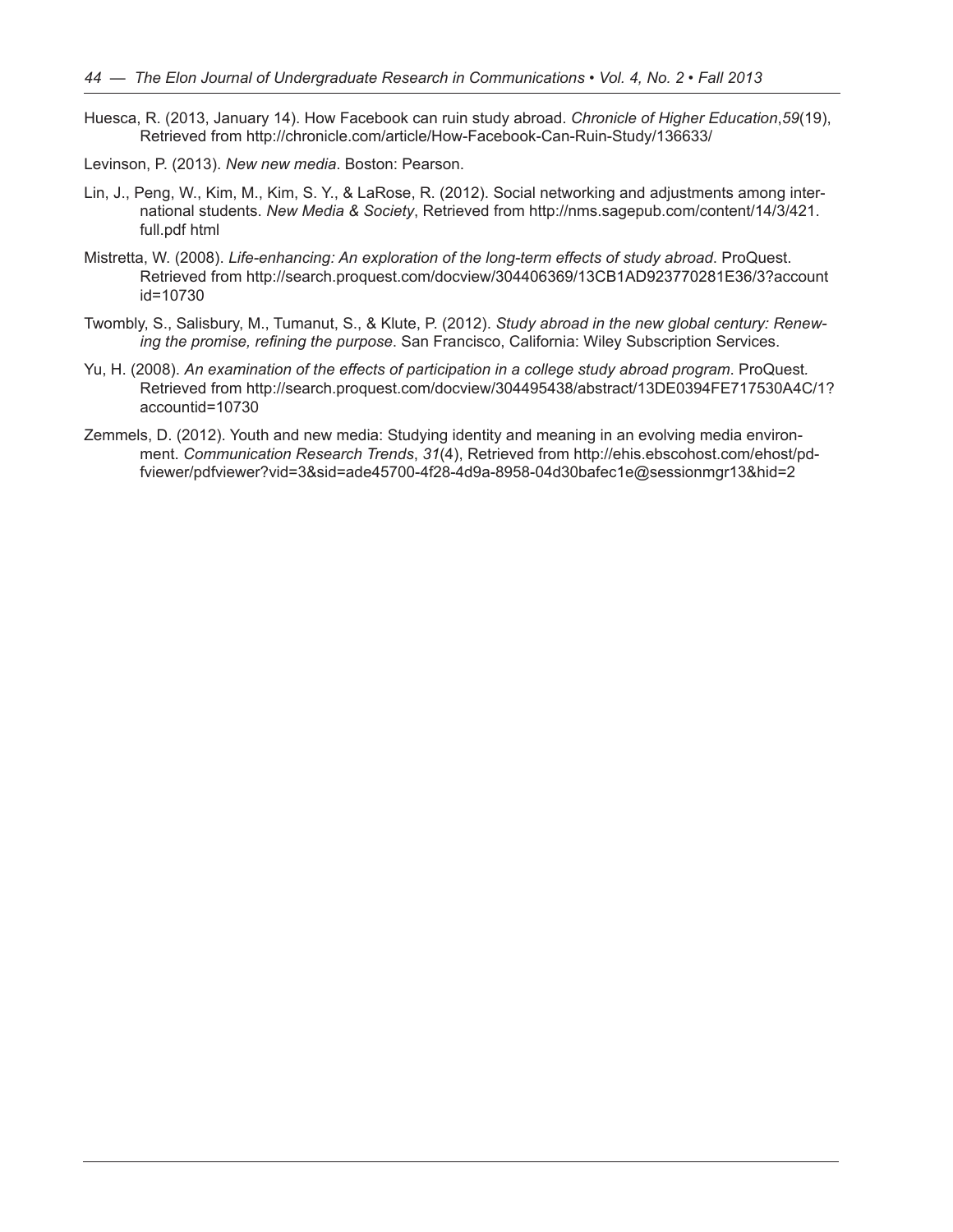Huesca, R. (2013, January 14). How Facebook can ruin study abroad. *Chronicle of Higher Education*,*59*(19), Retrieved from http://chronicle.com/article/How-Facebook-Can-Ruin-Study/136633/

Levinson, P. (2013). *New new media*. Boston: Pearson.

Lin, J., Peng, W., Kim, M., Kim, S. Y., & LaRose, R. (2012). Social networking and adjustments among international students. *New Media & Society*, Retrieved from http://nms.sagepub.com/content/14/3/421.full.pdf html

Mistretta, W. (2008). *Life-enhancing: An exploration of the long-term effects of study abroad*. ProQuest. Retrieved from http://search.proquest.com/docview/304406369/13CB1AD923770281E36/3?accountid=10730

Twombly, S., Salisbury, M., Tumanut, S., & Klute, P. (2012). *Study abroad in the new global century: Renewing the promise, refining the purpose*. San Francisco, California: Wiley Subscription Services.

Yu, H. (2008). *An examination of the effects of participation in a college study abroad program*. ProQuest. Retrieved from http://search.proquest.com/docview/304495438/abstract/13DE0394FE717530A4C/1?accountid=10730

Zemmels, D. (2012). Youth and new media: Studying identity and meaning in an evolving media environment. *Communication Research Trends*, *31*(4), Retrieved from http://ehis.ebscohost.com/ehost/pdfviewer/pdfviewer?vid=3&sid=ade45700-4f28-4d9a-8958-04d30bafec1e@sessionmgr13&hid=2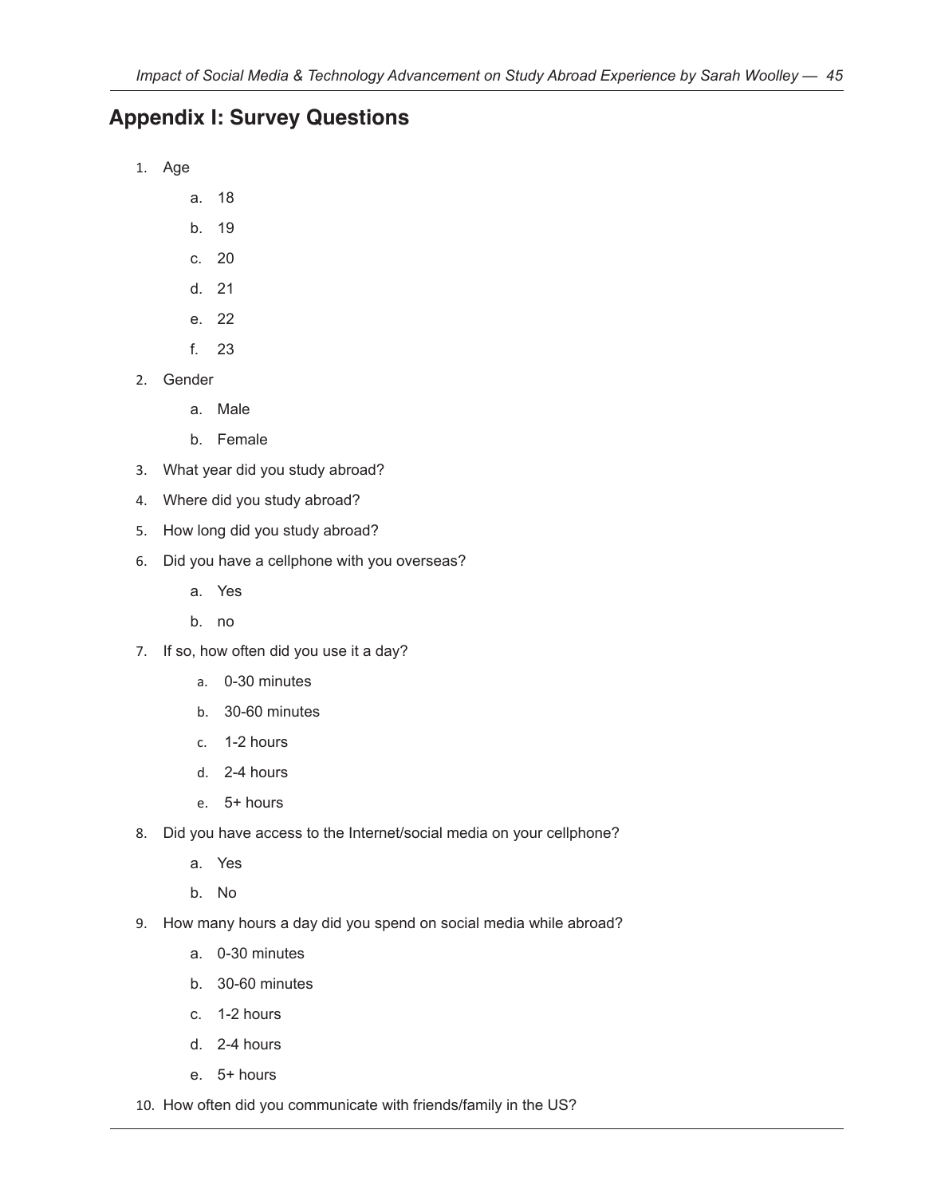## Appendix I: Survey Questions

1. Age
   a. 18
   b. 19
   c. 20
   d. 21
   e. 22
   f. 23
2. Gender
   a. Male
   b. Female
3. What year did you study abroad?
4. Where did you study abroad?
5. How long did you study abroad?
6. Did you have a cellphone with you overseas?
   a. Yes
   b. no
7. If so, how often did you use it a day?
   a. 0-30 minutes
   b. 30-60 minutes
   c. 1-2 hours
   d. 2-4 hours
   e. 5+ hours
8. Did you have access to the Internet/social media on your cellphone?
   a. Yes
   b. No
9. How many hours a day did you spend on social media while abroad?
   a. 0-30 minutes
   b. 30-60 minutes
   c. 1-2 hours
   d. 2-4 hours
   e. 5+ hours
10. How often did you communicate with friends/family in the US?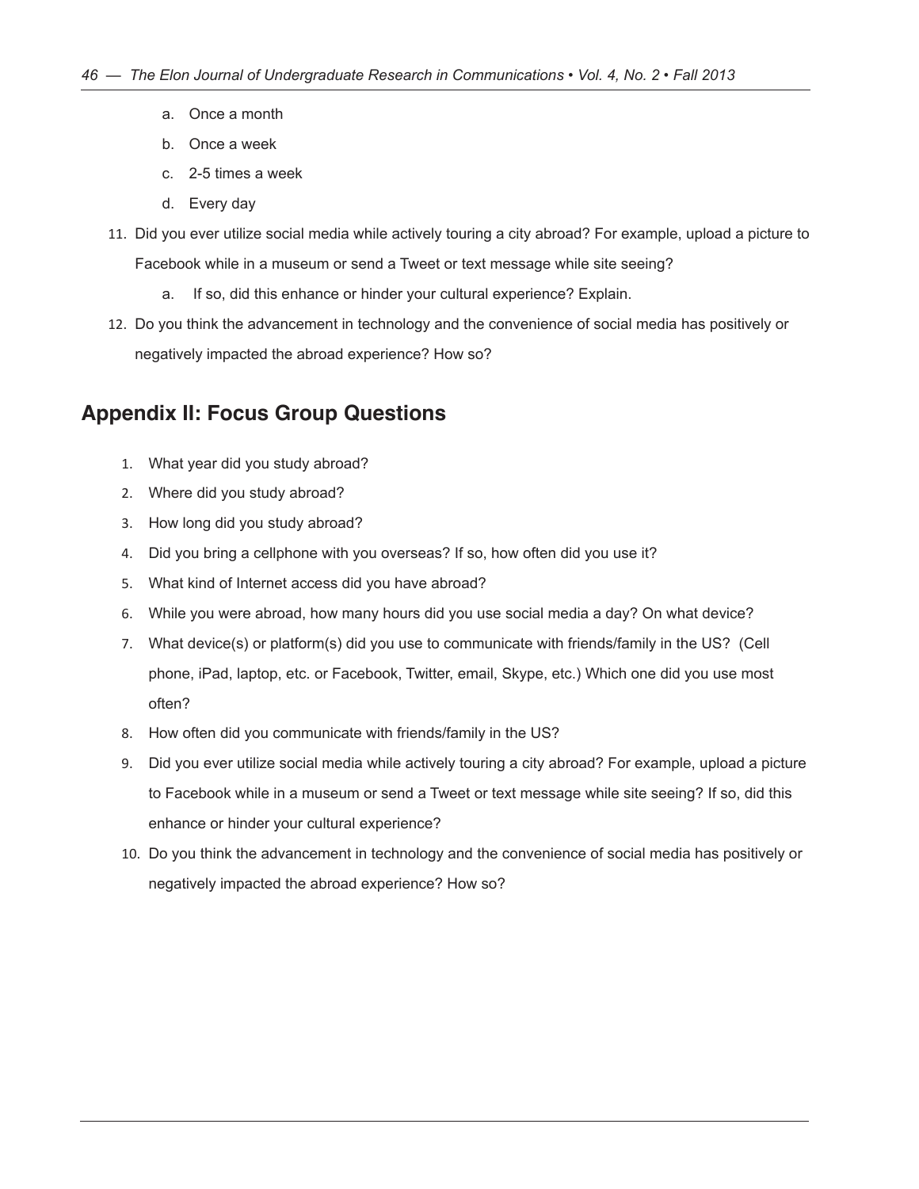a. Once a month
   b. Once a week
   c. 2-5 times a week
   d. Every day

11. Did you ever utilize social media while actively touring a city abroad? For example, upload a picture to Facebook while in a museum or send a Tweet or text message while site seeing?
    a. If so, did this enhance or hinder your cultural experience? Explain.
12. Do you think the advancement in technology and the convenience of social media has positively or negatively impacted the abroad experience? How so?

## Appendix II: Focus Group Questions

1. What year did you study abroad?
2. Where did you study abroad?
3. How long did you study abroad?
4. Did you bring a cellphone with you overseas? If so, how often did you use it?
5. What kind of Internet access did you have abroad?
6. While you were abroad, how many hours did you use social media a day? On what device?
7. What device(s) or platform(s) did you use to communicate with friends/family in the US? (Cell phone, iPad, laptop, etc. or Facebook, Twitter, email, Skype, etc.) Which one did you use most often?
8. How often did you communicate with friends/family in the US?
9. Did you ever utilize social media while actively touring a city abroad? For example, upload a picture to Facebook while in a museum or send a Tweet or text message while site seeing? If so, did this enhance or hinder your cultural experience?
10. Do you think the advancement in technology and the convenience of social media has positively or negatively impacted the abroad experience? How so?